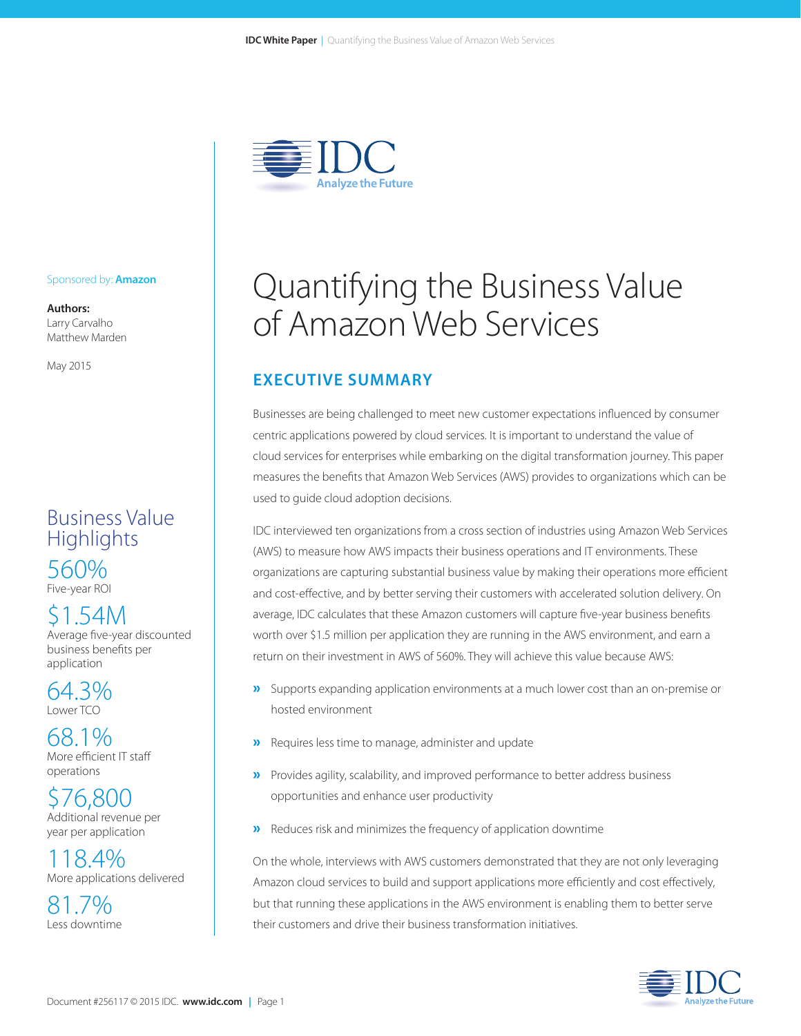# Quantifying the Business Value of Amazon Web Services

Sponsored by: **Amazon**

**Authors:**
Larry Carvalho
Matthew Marden

May 2015

## Business Value Highlights

**560%**
Five-year ROI

**$1.54M**
Average five-year discounted business benefits per application

**64.3%**
Lower TCO

**68.1%**
More efficient IT staff operations

**$76,800**
Additional revenue per year per application

**118.4%**
More applications delivered

**81.7%**
Less downtime

## EXECUTIVE SUMMARY

Businesses are being challenged to meet new customer expectations influenced by consumer centric applications powered by cloud services. It is important to understand the value of cloud services for enterprises while embarking on the digital transformation journey. This paper measures the benefits that Amazon Web Services (AWS) provides to organizations which can be used to guide cloud adoption decisions.

IDC interviewed ten organizations from a cross section of industries using Amazon Web Services (AWS) to measure how AWS impacts their business operations and IT environments. These organizations are capturing substantial business value by making their operations more efficient and cost-effective, and by better serving their customers with accelerated solution delivery. On average, IDC calculates that these Amazon customers will capture five-year business benefits worth over $1.5 million per application they are running in the AWS environment, and earn a return on their investment in AWS of 560%. They will achieve this value because AWS:

- Supports expanding application environments at a much lower cost than an on-premise or hosted environment
- Requires less time to manage, administer and update
- Provides agility, scalability, and improved performance to better address business opportunities and enhance user productivity
- Reduces risk and minimizes the frequency of application downtime

On the whole, interviews with AWS customers demonstrated that they are not only leveraging Amazon cloud services to build and support applications more efficiently and cost effectively, but that running these applications in the AWS environment is enabling them to better serve their customers and drive their business transformation initiatives.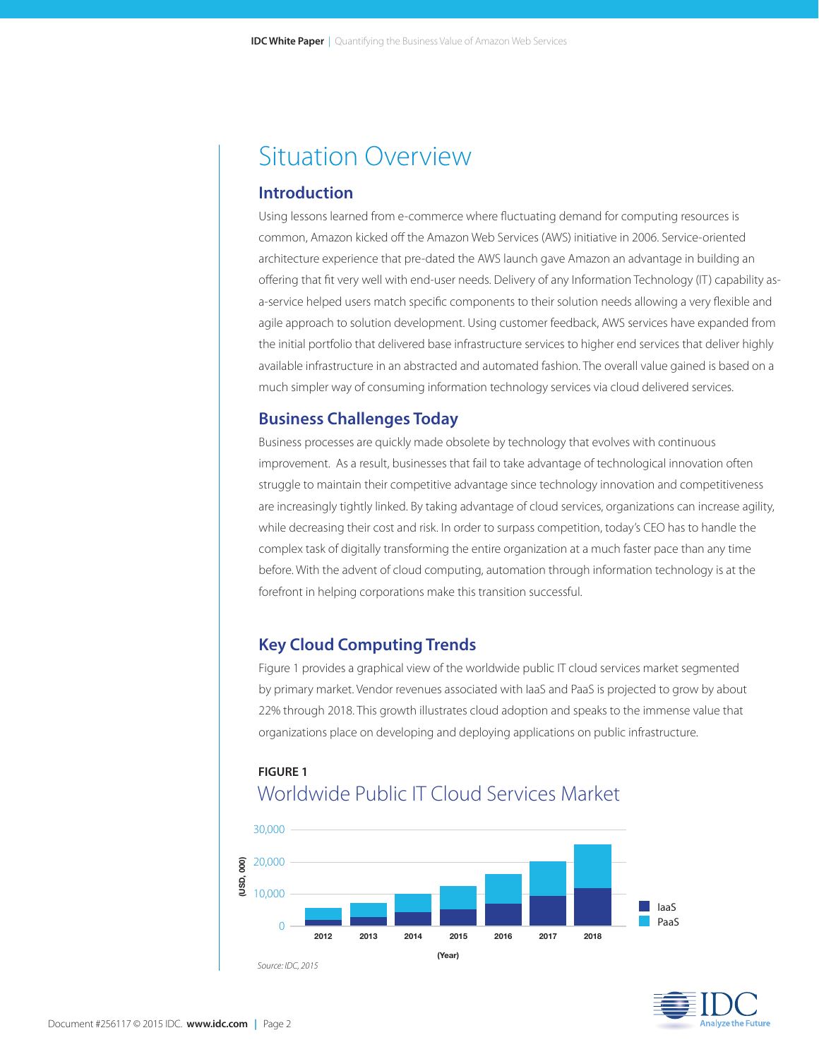# Situation Overview

## Introduction

Using lessons learned from e-commerce where fluctuating demand for computing resources is common, Amazon kicked off the Amazon Web Services (AWS) initiative in 2006. Service-oriented architecture experience that pre-dated the AWS launch gave Amazon an advantage in building an offering that fit very well with end-user needs. Delivery of any Information Technology (IT) capability as-a-service helped users match specific components to their solution needs allowing a very flexible and agile approach to solution development. Using customer feedback, AWS services have expanded from the initial portfolio that delivered base infrastructure services to higher end services that deliver highly available infrastructure in an abstracted and automated fashion. The overall value gained is based on a much simpler way of consuming information technology services via cloud delivered services.

## Business Challenges Today

Business processes are quickly made obsolete by technology that evolves with continuous improvement. As a result, businesses that fail to take advantage of technological innovation often struggle to maintain their competitive advantage since technology innovation and competitiveness are increasingly tightly linked. By taking advantage of cloud services, organizations can increase agility, while decreasing their cost and risk. In order to surpass competition, today's CEO has to handle the complex task of digitally transforming the entire organization at a much faster pace than any time before. With the advent of cloud computing, automation through information technology is at the forefront in helping corporations make this transition successful.

## Key Cloud Computing Trends

Figure 1 provides a graphical view of the worldwide public IT cloud services market segmented by primary market. Vendor revenues associated with IaaS and PaaS is projected to grow by about 22% through 2018. This growth illustrates cloud adoption and speaks to the immense value that organizations place on developing and deploying applications on public infrastructure.

**FIGURE 1**

Worldwide Public IT Cloud Services Market

*Source: IDC, 2015*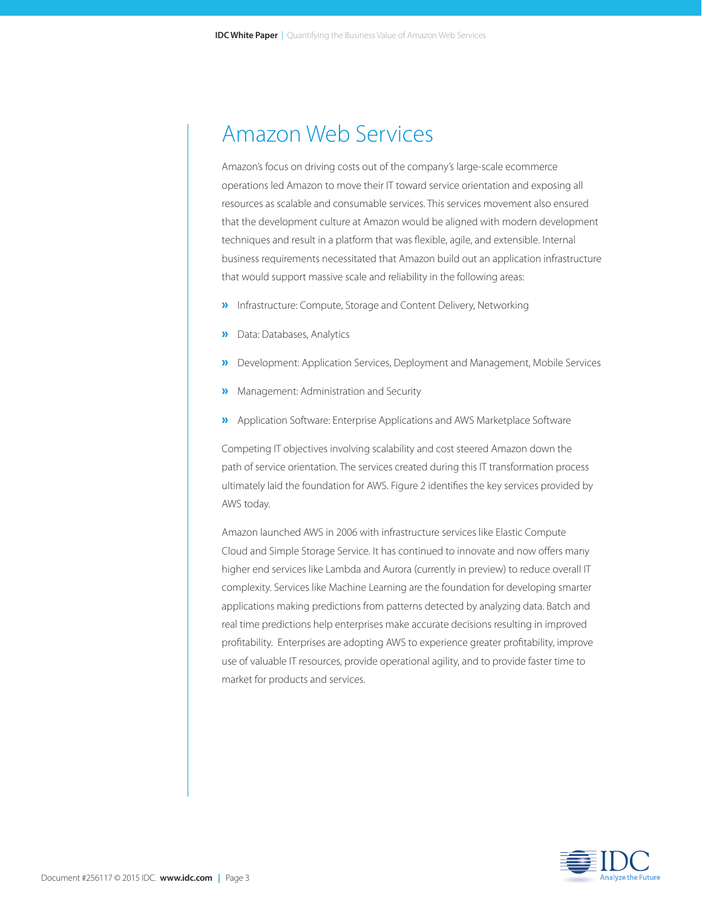# Amazon Web Services

Amazon's focus on driving costs out of the company's large-scale ecommerce operations led Amazon to move their IT toward service orientation and exposing all resources as scalable and consumable services. This services movement also ensured that the development culture at Amazon would be aligned with modern development techniques and result in a platform that was flexible, agile, and extensible. Internal business requirements necessitated that Amazon build out an application infrastructure that would support massive scale and reliability in the following areas:

- Infrastructure: Compute, Storage and Content Delivery, Networking
- Data: Databases, Analytics
- Development: Application Services, Deployment and Management, Mobile Services
- Management: Administration and Security
- Application Software: Enterprise Applications and AWS Marketplace Software

Competing IT objectives involving scalability and cost steered Amazon down the path of service orientation. The services created during this IT transformation process ultimately laid the foundation for AWS. Figure 2 identifies the key services provided by AWS today.

Amazon launched AWS in 2006 with infrastructure services like Elastic Compute Cloud and Simple Storage Service. It has continued to innovate and now offers many higher end services like Lambda and Aurora (currently in preview) to reduce overall IT complexity. Services like Machine Learning are the foundation for developing smarter applications making predictions from patterns detected by analyzing data. Batch and real time predictions help enterprises make accurate decisions resulting in improved profitability. Enterprises are adopting AWS to experience greater profitability, improve use of valuable IT resources, provide operational agility, and to provide faster time to market for products and services.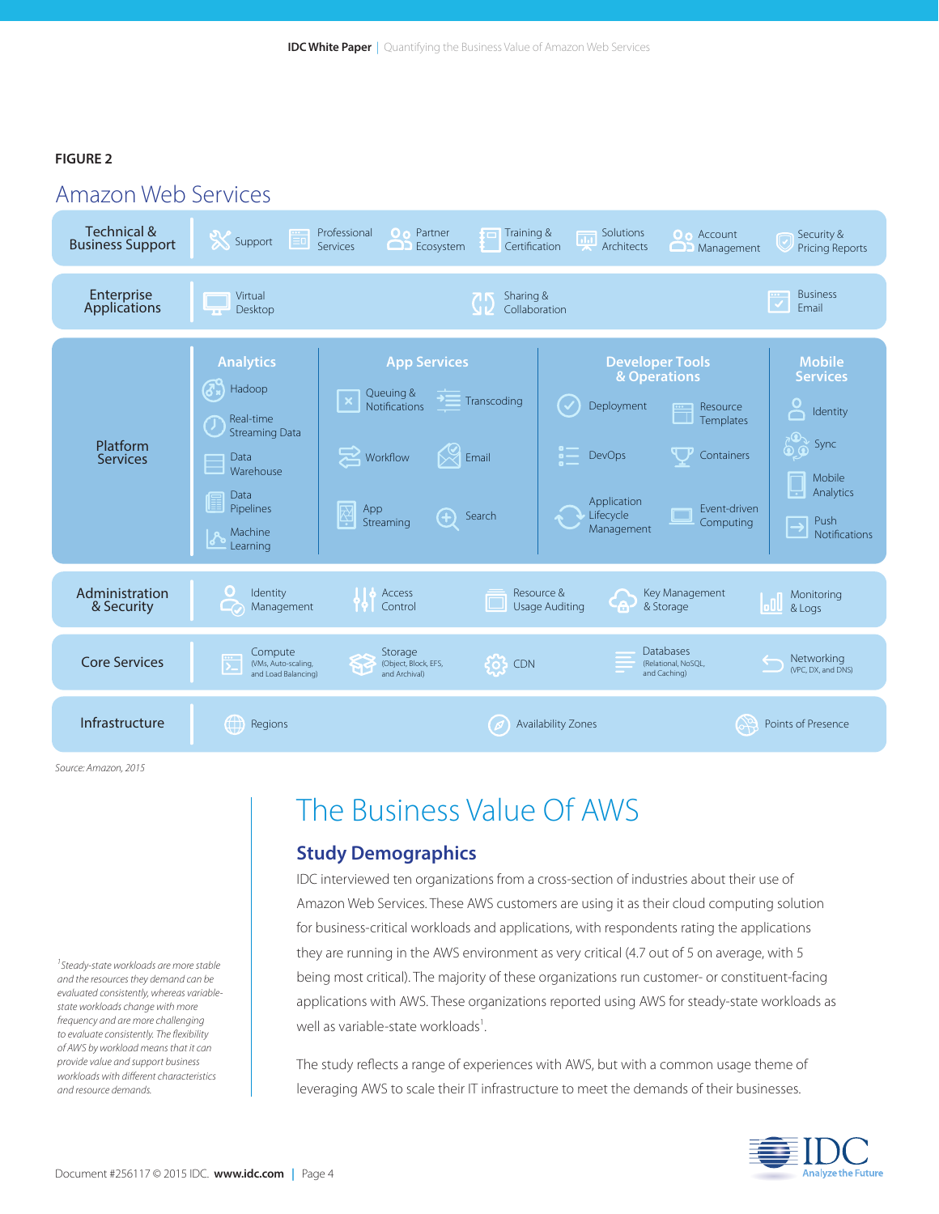**FIGURE 2**

## Amazon Web Services

| Category | Services |
|---|---|
| Technical & Business Support | Support; Professional Services; Partner Ecosystem; Training & Certification; Solutions Architects; Account Management; Security & Pricing Reports |
| Enterprise Applications | Virtual Desktop; Sharing & Collaboration; Business Email |
| Platform Services | **Analytics:** Hadoop; Real-time Streaming Data; Data Warehouse; Data Pipelines; Machine Learning. **App Services:** Queuing & Notifications; Transcoding; Workflow; Email; App Streaming; Search. **Developer Tools & Operations:** Deployment; Resource Templates; DevOps; Containers; Application Lifecycle Management; Event-driven Computing. **Mobile Services:** Identity; Sync; Mobile Analytics; Push Notifications |
| Administration & Security | Identity Management; Access Control; Resource & Usage Auditing; Key Management & Storage; Monitoring & Logs |
| Core Services | Compute (VMs, Auto-scaling, and Load Balancing); Storage (Object, Block, EFS, and Archival); CDN; Databases (Relational, NoSQL, and Caching); Networking (VPC, DX, and DNS) |
| Infrastructure | Regions; Availability Zones; Points of Presence |

*Source: Amazon, 2015*

# The Business Value Of AWS

## Study Demographics

IDC interviewed ten organizations from a cross-section of industries about their use of Amazon Web Services. These AWS customers are using it as their cloud computing solution for business-critical workloads and applications, with respondents rating the applications they are running in the AWS environment as very critical (4.7 out of 5 on average, with 5 being most critical). The majority of these organizations run customer- or constituent-facing applications with AWS. These organizations reported using AWS for steady-state workloads as well as variable-state workloads[1].

The study reflects a range of experiences with AWS, but with a common usage theme of leveraging AWS to scale their IT infrastructure to meet the demands of their businesses.

[1] *Steady-state workloads are more stable and the resources they demand can be evaluated consistently, whereas variable-state workloads change with more frequency and are more challenging to evaluate consistently. The flexibility of AWS by workload means that it can provide value and support business workloads with different characteristics and resource demands.*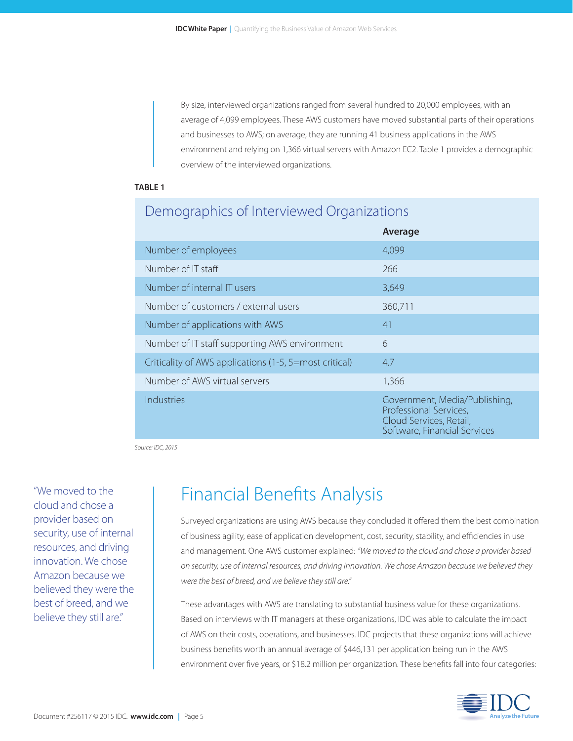By size, interviewed organizations ranged from several hundred to 20,000 employees, with an average of 4,099 employees. These AWS customers have moved substantial parts of their operations and businesses to AWS; on average, they are running 41 business applications in the AWS environment and relying on 1,366 virtual servers with Amazon EC2. Table 1 provides a demographic overview of the interviewed organizations.

**TABLE 1**

Demographics of Interviewed Organizations

| | **Average** |
|---|---|
| Number of employees | 4,099 |
| Number of IT staff | 266 |
| Number of internal IT users | 3,649 |
| Number of customers / external users | 360,711 |
| Number of applications with AWS | 41 |
| Number of IT staff supporting AWS environment | 6 |
| Criticality of AWS applications (1-5, 5=most critical) | 4.7 |
| Number of AWS virtual servers | 1,366 |
| Industries | Government, Media/Publishing, Professional Services, Cloud Services, Retail, Software, Financial Services |

*Source: IDC, 2015*

"We moved to the cloud and chose a provider based on security, use of internal resources, and driving innovation. We chose Amazon because we believed they were the best of breed, and we believe they still are."

## Financial Benefits Analysis

Surveyed organizations are using AWS because they concluded it offered them the best combination of business agility, ease of application development, cost, security, stability, and efficiencies in use and management. One AWS customer explained: *"We moved to the cloud and chose a provider based on security, use of internal resources, and driving innovation. We chose Amazon because we believed they were the best of breed, and we believe they still are."*

These advantages with AWS are translating to substantial business value for these organizations. Based on interviews with IT managers at these organizations, IDC was able to calculate the impact of AWS on their costs, operations, and businesses. IDC projects that these organizations will achieve business benefits worth an annual average of $446,131 per application being run in the AWS environment over five years, or $18.2 million per organization. These benefits fall into four categories: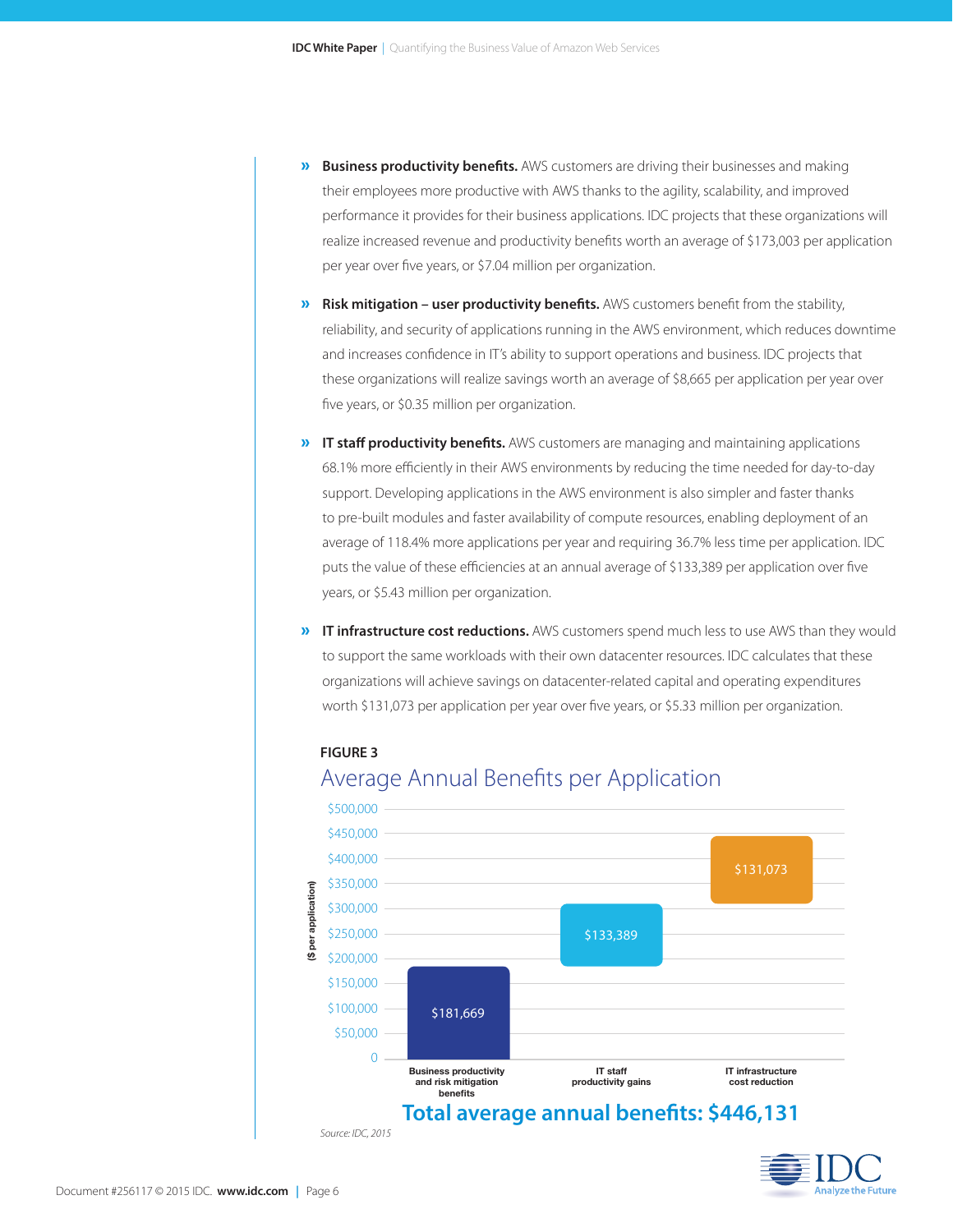- **Business productivity benefits.** AWS customers are driving their businesses and making their employees more productive with AWS thanks to the agility, scalability, and improved performance it provides for their business applications. IDC projects that these organizations will realize increased revenue and productivity benefits worth an average of $173,003 per application per year over five years, or $7.04 million per organization.

- **Risk mitigation – user productivity benefits.** AWS customers benefit from the stability, reliability, and security of applications running in the AWS environment, which reduces downtime and increases confidence in IT's ability to support operations and business. IDC projects that these organizations will realize savings worth an average of $8,665 per application per year over five years, or $0.35 million per organization.

- **IT staff productivity benefits.** AWS customers are managing and maintaining applications 68.1% more efficiently in their AWS environments by reducing the time needed for day-to-day support. Developing applications in the AWS environment is also simpler and faster thanks to pre-built modules and faster availability of compute resources, enabling deployment of an average of 118.4% more applications per year and requiring 36.7% less time per application. IDC puts the value of these efficiencies at an annual average of $133,389 per application over five years, or $5.43 million per organization.

- **IT infrastructure cost reductions.** AWS customers spend much less to use AWS than they would to support the same workloads with their own datacenter resources. IDC calculates that these organizations will achieve savings on datacenter-related capital and operating expenditures worth $131,073 per application per year over five years, or $5.33 million per organization.

**FIGURE 3**

## Average Annual Benefits per Application

| Benefit | ($ per application) |
| --- | --- |
| Business productivity and risk mitigation benefits | $181,669 |
| IT staff productivity gains | $133,389 |
| IT infrastructure cost reduction | $131,073 |

**Total average annual benefits: $446,131**

*Source: IDC, 2015*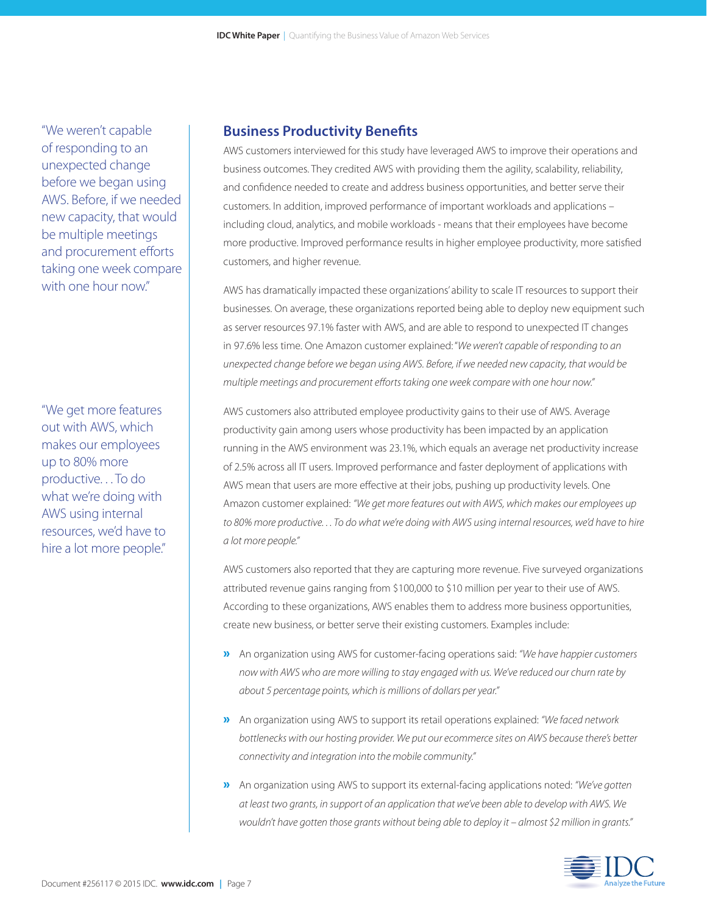"We weren't capable of responding to an unexpected change before we began using AWS. Before, if we needed new capacity, that would be multiple meetings and procurement efforts taking one week compare with one hour now."

"We get more features out with AWS, which makes our employees up to 80% more productive. . . To do what we're doing with AWS using internal resources, we'd have to hire a lot more people."

## Business Productivity Benefits

AWS customers interviewed for this study have leveraged AWS to improve their operations and business outcomes. They credited AWS with providing them the agility, scalability, reliability, and confidence needed to create and address business opportunities, and better serve their customers. In addition, improved performance of important workloads and applications – including cloud, analytics, and mobile workloads - means that their employees have become more productive. Improved performance results in higher employee productivity, more satisfied customers, and higher revenue.

AWS has dramatically impacted these organizations' ability to scale IT resources to support their businesses. On average, these organizations reported being able to deploy new equipment such as server resources 97.1% faster with AWS, and are able to respond to unexpected IT changes in 97.6% less time. One Amazon customer explained: "*We weren't capable of responding to an unexpected change before we began using AWS. Before, if we needed new capacity, that would be multiple meetings and procurement efforts taking one week compare with one hour now.*"

AWS customers also attributed employee productivity gains to their use of AWS. Average productivity gain among users whose productivity has been impacted by an application running in the AWS environment was 23.1%, which equals an average net productivity increase of 2.5% across all IT users. Improved performance and faster deployment of applications with AWS mean that users are more effective at their jobs, pushing up productivity levels. One Amazon customer explained: *"We get more features out with AWS, which makes our employees up to 80% more productive. . . To do what we're doing with AWS using internal resources, we'd have to hire a lot more people."*

AWS customers also reported that they are capturing more revenue. Five surveyed organizations attributed revenue gains ranging from $100,000 to $10 million per year to their use of AWS. According to these organizations, AWS enables them to address more business opportunities, create new business, or better serve their existing customers. Examples include:

- An organization using AWS for customer-facing operations said: *"We have happier customers now with AWS who are more willing to stay engaged with us. We've reduced our churn rate by about 5 percentage points, which is millions of dollars per year."*
- An organization using AWS to support its retail operations explained: *"We faced network bottlenecks with our hosting provider. We put our ecommerce sites on AWS because there's better connectivity and integration into the mobile community."*
- An organization using AWS to support its external-facing applications noted: *"We've gotten at least two grants, in support of an application that we've been able to develop with AWS. We wouldn't have gotten those grants without being able to deploy it – almost $2 million in grants."*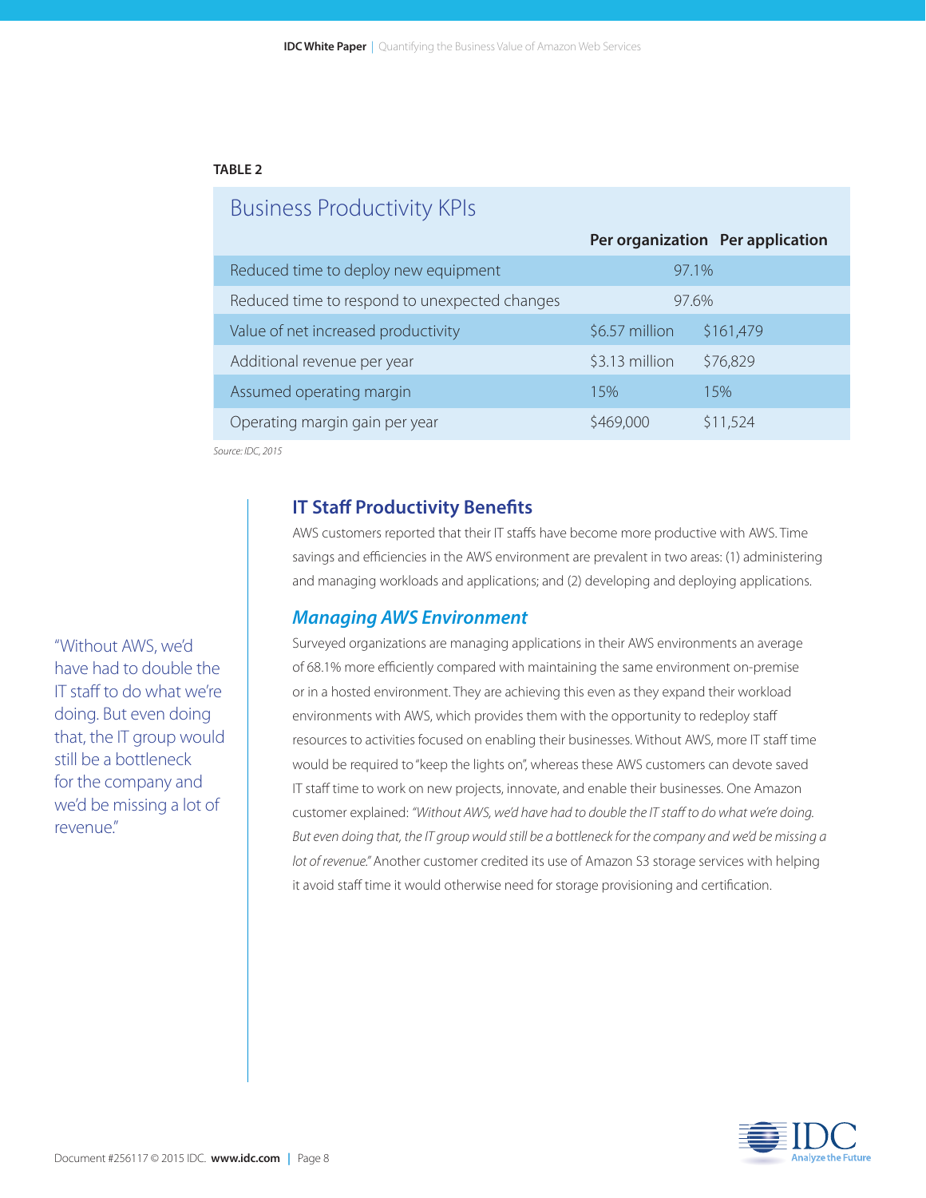**TABLE 2**

**Business Productivity KPIs**

| | Per organization | Per application |
|---|---|---|
| Reduced time to deploy new equipment | 97.1% | |
| Reduced time to respond to unexpected changes | 97.6% | |
| Value of net increased productivity | $6.57 million | $161,479 |
| Additional revenue per year | $3.13 million | $76,829 |
| Assumed operating margin | 15% | 15% |
| Operating margin gain per year | $469,000 | $11,524 |

*Source: IDC, 2015*

## IT Staff Productivity Benefits

AWS customers reported that their IT staffs have become more productive with AWS. Time savings and efficiencies in the AWS environment are prevalent in two areas: (1) administering and managing workloads and applications; and (2) developing and deploying applications.

### *Managing AWS Environment*

"Without AWS, we'd have had to double the IT staff to do what we're doing. But even doing that, the IT group would still be a bottleneck for the company and we'd be missing a lot of revenue."

Surveyed organizations are managing applications in their AWS environments an average of 68.1% more efficiently compared with maintaining the same environment on-premise or in a hosted environment. They are achieving this even as they expand their workload environments with AWS, which provides them with the opportunity to redeploy staff resources to activities focused on enabling their businesses. Without AWS, more IT staff time would be required to "keep the lights on", whereas these AWS customers can devote saved IT staff time to work on new projects, innovate, and enable their businesses. One Amazon customer explained: *"Without AWS, we'd have had to double the IT staff to do what we're doing. But even doing that, the IT group would still be a bottleneck for the company and we'd be missing a lot of revenue."* Another customer credited its use of Amazon S3 storage services with helping it avoid staff time it would otherwise need for storage provisioning and certification.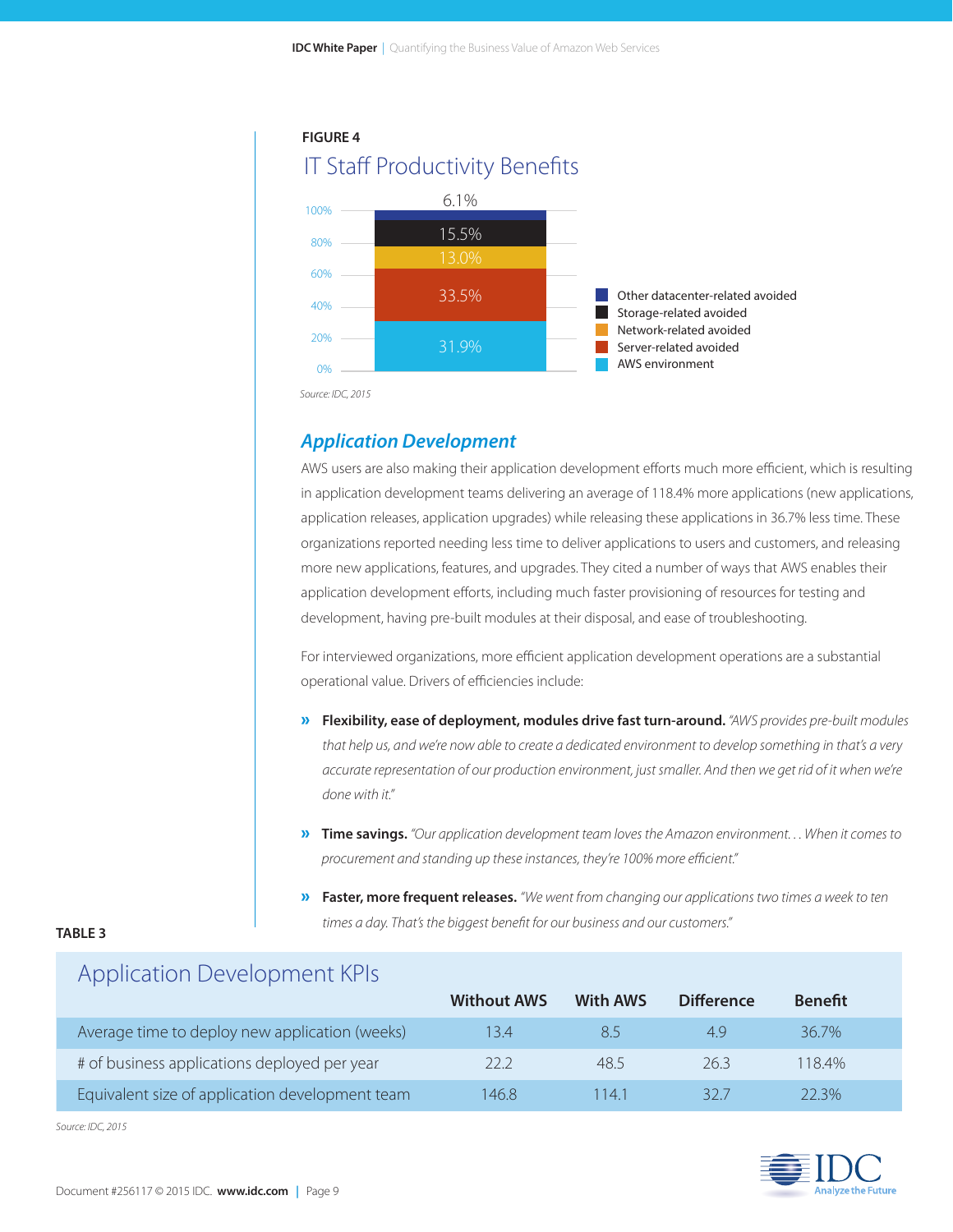**FIGURE 4**

## IT Staff Productivity Benefits

| Category | Share |
|---|---|
| Other datacenter-related avoided | 6.1% |
| Storage-related avoided | 15.5% |
| Network-related avoided | 13.0% |
| Server-related avoided | 33.5% |
| AWS environment | 31.9% |

Source: IDC, 2015

### *Application Development*

AWS users are also making their application development efforts much more efficient, which is resulting in application development teams delivering an average of 118.4% more applications (new applications, application releases, application upgrades) while releasing these applications in 36.7% less time. These organizations reported needing less time to deliver applications to users and customers, and releasing more new applications, features, and upgrades. They cited a number of ways that AWS enables their application development efforts, including much faster provisioning of resources for testing and development, having pre-built modules at their disposal, and ease of troubleshooting.

For interviewed organizations, more efficient application development operations are a substantial operational value. Drivers of efficiencies include:

- **Flexibility, ease of deployment, modules drive fast turn-around.** *"AWS provides pre-built modules that help us, and we're now able to create a dedicated environment to develop something in that's a very accurate representation of our production environment, just smaller. And then we get rid of it when we're done with it."*
- **Time savings.** *"Our application development team loves the Amazon environment. . . When it comes to procurement and standing up these instances, they're 100% more efficient."*
- **Faster, more frequent releases.** *"We went from changing our applications two times a week to ten times a day. That's the biggest benefit for our business and our customers."*

**TABLE 3**

## Application Development KPIs

| | Without AWS | With AWS | Difference | Benefit |
|---|---|---|---|---|
| Average time to deploy new application (weeks) | 13.4 | 8.5 | 4.9 | 36.7% |
| # of business applications deployed per year | 22.2 | 48.5 | 26.3 | 118.4% |
| Equivalent size of application development team | 146.8 | 114.1 | 32.7 | 22.3% |

Source: IDC, 2015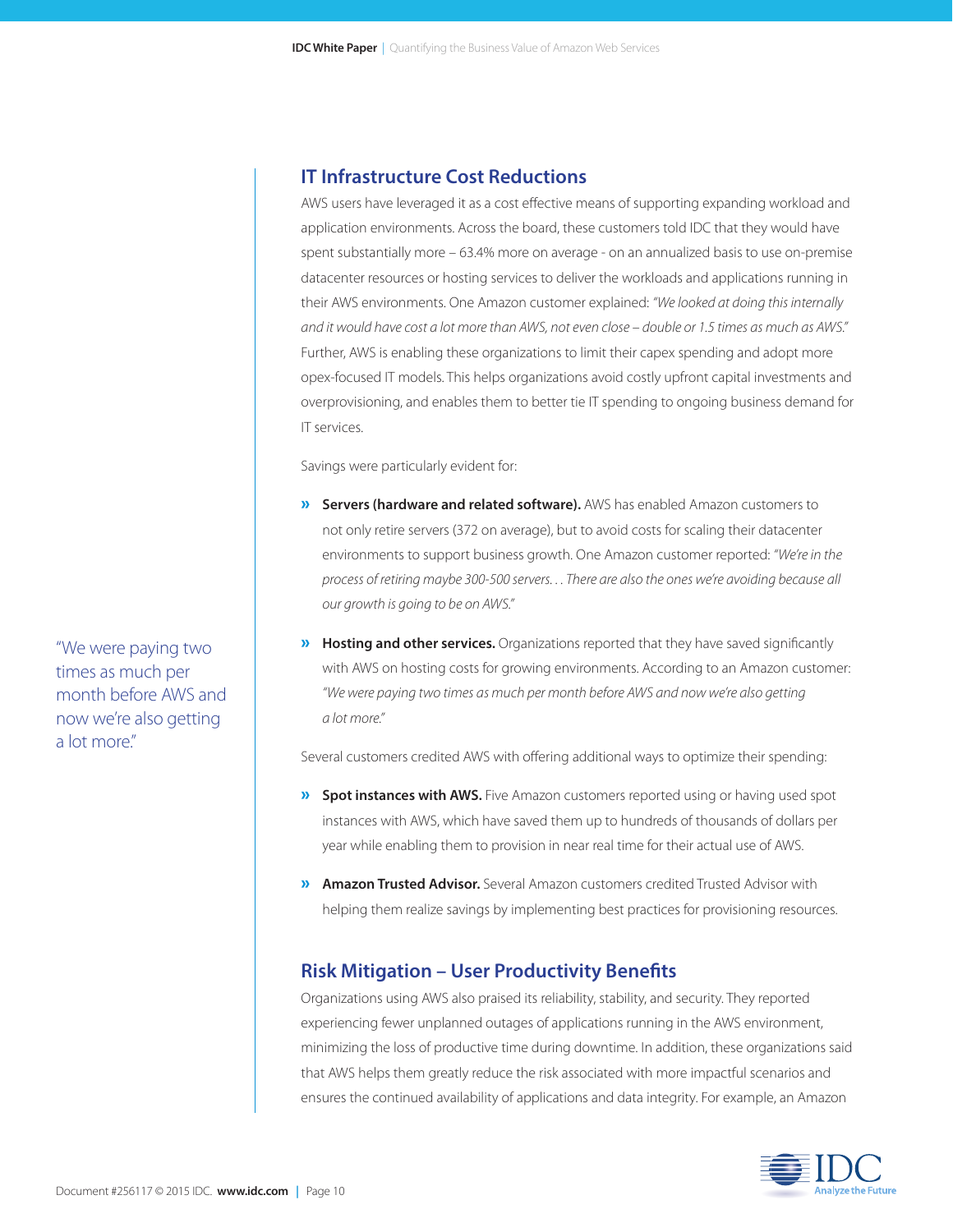"We were paying two times as much per month before AWS and now we're also getting a lot more."

## IT Infrastructure Cost Reductions

AWS users have leveraged it as a cost effective means of supporting expanding workload and application environments. Across the board, these customers told IDC that they would have spent substantially more – 63.4% more on average - on an annualized basis to use on-premise datacenter resources or hosting services to deliver the workloads and applications running in their AWS environments. One Amazon customer explained: *"We looked at doing this internally and it would have cost a lot more than AWS, not even close – double or 1.5 times as much as AWS."* Further, AWS is enabling these organizations to limit their capex spending and adopt more opex-focused IT models. This helps organizations avoid costly upfront capital investments and overprovisioning, and enables them to better tie IT spending to ongoing business demand for IT services.

Savings were particularly evident for:

- **Servers (hardware and related software).** AWS has enabled Amazon customers to not only retire servers (372 on average), but to avoid costs for scaling their datacenter environments to support business growth. One Amazon customer reported: *"We're in the process of retiring maybe 300-500 servers. . . There are also the ones we're avoiding because all our growth is going to be on AWS."*
- **Hosting and other services.** Organizations reported that they have saved significantly with AWS on hosting costs for growing environments. According to an Amazon customer: *"We were paying two times as much per month before AWS and now we're also getting a lot more."*

Several customers credited AWS with offering additional ways to optimize their spending:

- **Spot instances with AWS.** Five Amazon customers reported using or having used spot instances with AWS, which have saved them up to hundreds of thousands of dollars per year while enabling them to provision in near real time for their actual use of AWS.
- **Amazon Trusted Advisor.** Several Amazon customers credited Trusted Advisor with helping them realize savings by implementing best practices for provisioning resources.

## Risk Mitigation – User Productivity Benefits

Organizations using AWS also praised its reliability, stability, and security. They reported experiencing fewer unplanned outages of applications running in the AWS environment, minimizing the loss of productive time during downtime. In addition, these organizations said that AWS helps them greatly reduce the risk associated with more impactful scenarios and ensures the continued availability of applications and data integrity. For example, an Amazon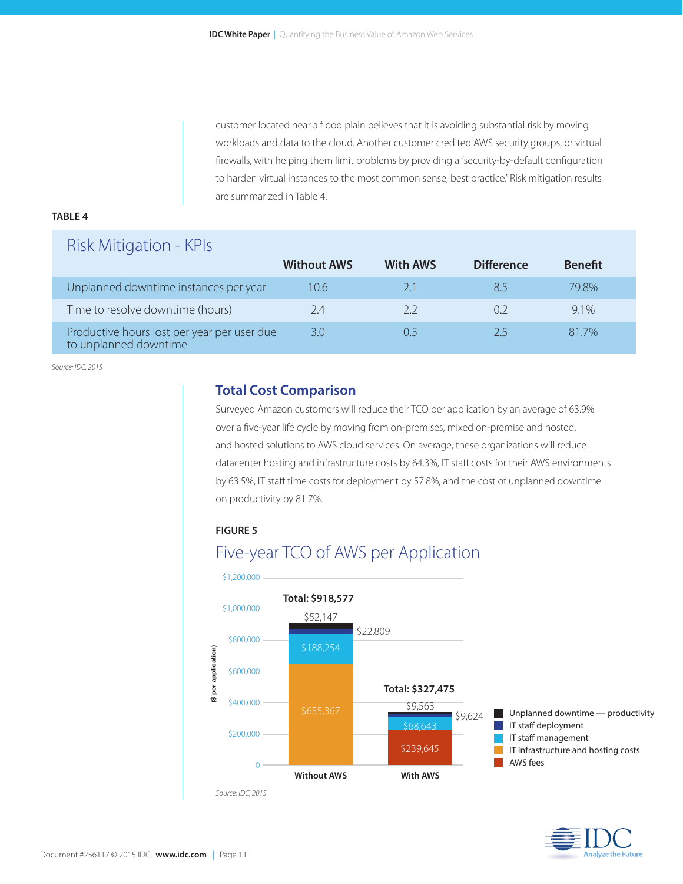customer located near a flood plain believes that it is avoiding substantial risk by moving workloads and data to the cloud. Another customer credited AWS security groups, or virtual firewalls, with helping them limit problems by providing a "security-by-default configuration to harden virtual instances to the most common sense, best practice." Risk mitigation results are summarized in Table 4.

**TABLE 4**

## Risk Mitigation - KPIs

| | Without AWS | With AWS | Difference | Benefit |
|---|---|---|---|---|
| Unplanned downtime instances per year | 10.6 | 2.1 | 8.5 | 79.8% |
| Time to resolve downtime (hours) | 2.4 | 2.2 | 0.2 | 9.1% |
| Productive hours lost per year per user due to unplanned downtime | 3.0 | 0.5 | 2.5 | 81.7% |

*Source: IDC, 2015*

## Total Cost Comparison

Surveyed Amazon customers will reduce their TCO per application by an average of 63.9% over a five-year life cycle by moving from on-premises, mixed on-premise and hosted, and hosted solutions to AWS cloud services. On average, these organizations will reduce datacenter hosting and infrastructure costs by 64.3%, IT staff costs for their AWS environments by 63.5%, IT staff time costs for deployment by 57.8%, and the cost of unplanned downtime on productivity by 81.7%.

**FIGURE 5**

## Five-year TCO of AWS per Application

| ($ per application) | Without AWS | With AWS |
|---|---|---|
| Unplanned downtime — productivity | $52,147 | $9,563 |
| IT staff deployment | $22,809 | $9,624 |
| IT staff management | $188,254 | $68,643 |
| IT infrastructure and hosting costs | $655,367 | |
| AWS fees | | $239,645 |
| **Total** | **$918,577** | **$327,475** |

*Source: IDC, 2015*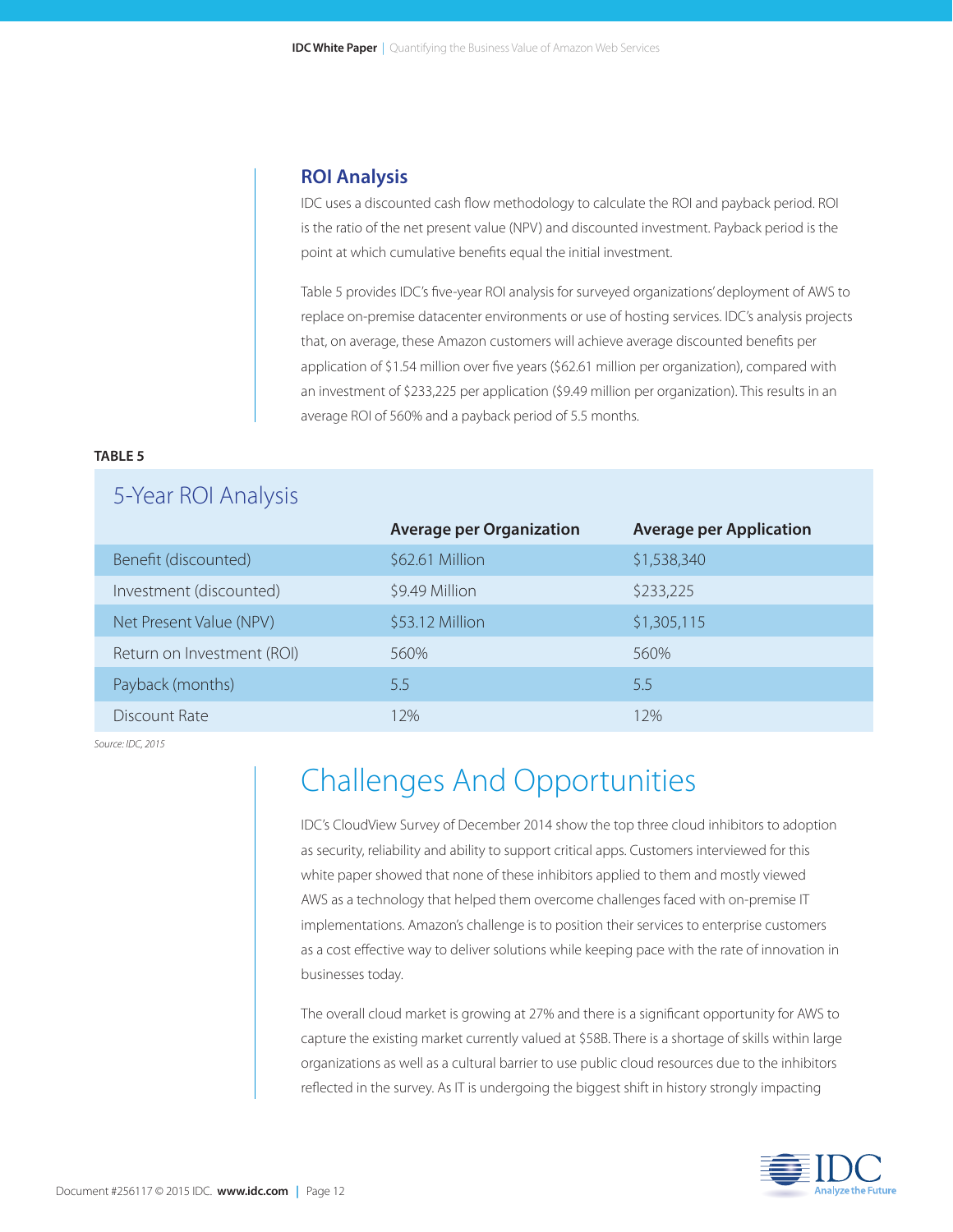## ROI Analysis

IDC uses a discounted cash flow methodology to calculate the ROI and payback period. ROI is the ratio of the net present value (NPV) and discounted investment. Payback period is the point at which cumulative benefits equal the initial investment.

Table 5 provides IDC's five-year ROI analysis for surveyed organizations' deployment of AWS to replace on-premise datacenter environments or use of hosting services. IDC's analysis projects that, on average, these Amazon customers will achieve average discounted benefits per application of $1.54 million over five years ($62.61 million per organization), compared with an investment of $233,225 per application ($9.49 million per organization). This results in an average ROI of 560% and a payback period of 5.5 months.

**TABLE 5**

**5-Year ROI Analysis**

| | Average per Organization | Average per Application |
|---|---|---|
| Benefit (discounted) | $62.61 Million | $1,538,340 |
| Investment (discounted) | $9.49 Million | $233,225 |
| Net Present Value (NPV) | $53.12 Million | $1,305,115 |
| Return on Investment (ROI) | 560% | 560% |
| Payback (months) | 5.5 | 5.5 |
| Discount Rate | 12% | 12% |

*Source: IDC, 2015*

# Challenges And Opportunities

IDC's CloudView Survey of December 2014 show the top three cloud inhibitors to adoption as security, reliability and ability to support critical apps. Customers interviewed for this white paper showed that none of these inhibitors applied to them and mostly viewed AWS as a technology that helped them overcome challenges faced with on-premise IT implementations. Amazon's challenge is to position their services to enterprise customers as a cost effective way to deliver solutions while keeping pace with the rate of innovation in businesses today.

The overall cloud market is growing at 27% and there is a significant opportunity for AWS to capture the existing market currently valued at $58B. There is a shortage of skills within large organizations as well as a cultural barrier to use public cloud resources due to the inhibitors reflected in the survey. As IT is undergoing the biggest shift in history strongly impacting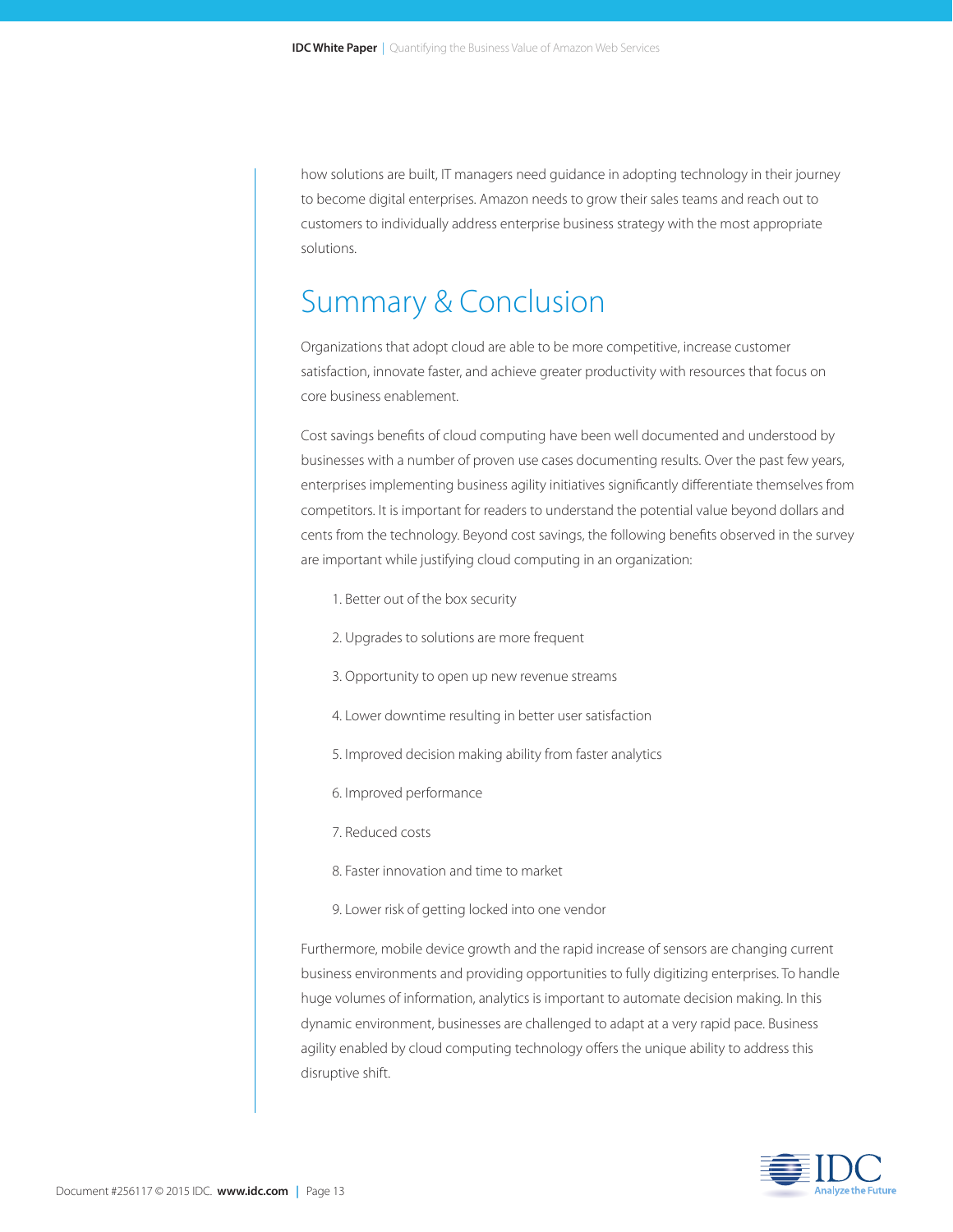how solutions are built, IT managers need guidance in adopting technology in their journey to become digital enterprises. Amazon needs to grow their sales teams and reach out to customers to individually address enterprise business strategy with the most appropriate solutions.

## Summary & Conclusion

Organizations that adopt cloud are able to be more competitive, increase customer satisfaction, innovate faster, and achieve greater productivity with resources that focus on core business enablement.

Cost savings benefits of cloud computing have been well documented and understood by businesses with a number of proven use cases documenting results. Over the past few years, enterprises implementing business agility initiatives significantly differentiate themselves from competitors. It is important for readers to understand the potential value beyond dollars and cents from the technology. Beyond cost savings, the following benefits observed in the survey are important while justifying cloud computing in an organization:

1. Better out of the box security
2. Upgrades to solutions are more frequent
3. Opportunity to open up new revenue streams
4. Lower downtime resulting in better user satisfaction
5. Improved decision making ability from faster analytics
6. Improved performance
7. Reduced costs
8. Faster innovation and time to market
9. Lower risk of getting locked into one vendor

Furthermore, mobile device growth and the rapid increase of sensors are changing current business environments and providing opportunities to fully digitizing enterprises. To handle huge volumes of information, analytics is important to automate decision making. In this dynamic environment, businesses are challenged to adapt at a very rapid pace. Business agility enabled by cloud computing technology offers the unique ability to address this disruptive shift.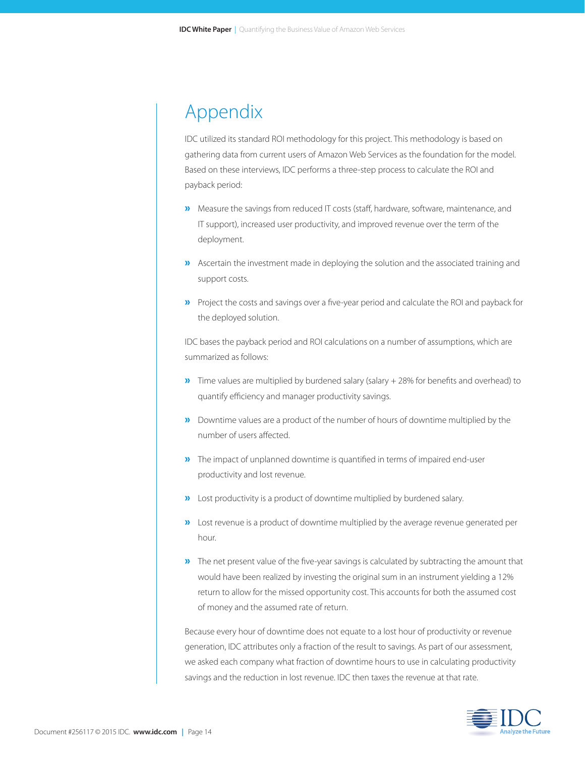# Appendix

IDC utilized its standard ROI methodology for this project. This methodology is based on gathering data from current users of Amazon Web Services as the foundation for the model. Based on these interviews, IDC performs a three-step process to calculate the ROI and payback period:

- Measure the savings from reduced IT costs (staff, hardware, software, maintenance, and IT support), increased user productivity, and improved revenue over the term of the deployment.
- Ascertain the investment made in deploying the solution and the associated training and support costs.
- Project the costs and savings over a five-year period and calculate the ROI and payback for the deployed solution.

IDC bases the payback period and ROI calculations on a number of assumptions, which are summarized as follows:

- Time values are multiplied by burdened salary (salary + 28% for benefits and overhead) to quantify efficiency and manager productivity savings.
- Downtime values are a product of the number of hours of downtime multiplied by the number of users affected.
- The impact of unplanned downtime is quantified in terms of impaired end-user productivity and lost revenue.
- Lost productivity is a product of downtime multiplied by burdened salary.
- Lost revenue is a product of downtime multiplied by the average revenue generated per hour.
- The net present value of the five-year savings is calculated by subtracting the amount that would have been realized by investing the original sum in an instrument yielding a 12% return to allow for the missed opportunity cost. This accounts for both the assumed cost of money and the assumed rate of return.

Because every hour of downtime does not equate to a lost hour of productivity or revenue generation, IDC attributes only a fraction of the result to savings. As part of our assessment, we asked each company what fraction of downtime hours to use in calculating productivity savings and the reduction in lost revenue. IDC then taxes the revenue at that rate.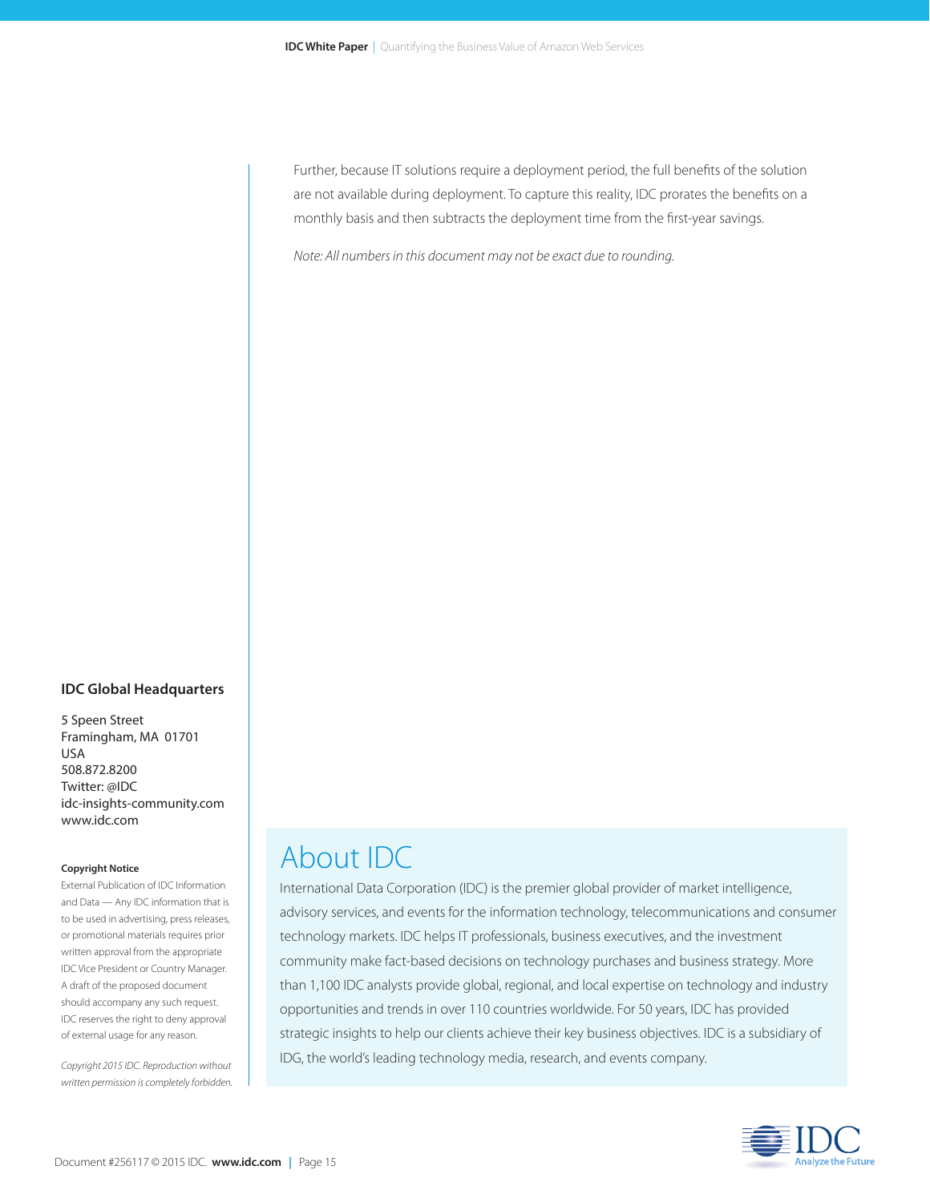Further, because IT solutions require a deployment period, the full benefits of the solution are not available during deployment. To capture this reality, IDC prorates the benefits on a monthly basis and then subtracts the deployment time from the first-year savings.

*Note: All numbers in this document may not be exact due to rounding.*

**IDC Global Headquarters**

5 Speen Street
Framingham, MA 01701
USA
508.872.8200
Twitter: @IDC
idc-insights-community.com
www.idc.com

**Copyright Notice**

External Publication of IDC Information and Data — Any IDC information that is to be used in advertising, press releases, or promotional materials requires prior written approval from the appropriate IDC Vice President or Country Manager. A draft of the proposed document should accompany any such request. IDC reserves the right to deny approval of external usage for any reason.

*Copyright 2015 IDC. Reproduction without written permission is completely forbidden.*

# About IDC

International Data Corporation (IDC) is the premier global provider of market intelligence, advisory services, and events for the information technology, telecommunications and consumer technology markets. IDC helps IT professionals, business executives, and the investment community make fact-based decisions on technology purchases and business strategy. More than 1,100 IDC analysts provide global, regional, and local expertise on technology and industry opportunities and trends in over 110 countries worldwide. For 50 years, IDC has provided strategic insights to help our clients achieve their key business objectives. IDC is a subsidiary of IDG, the world's leading technology media, research, and events company.